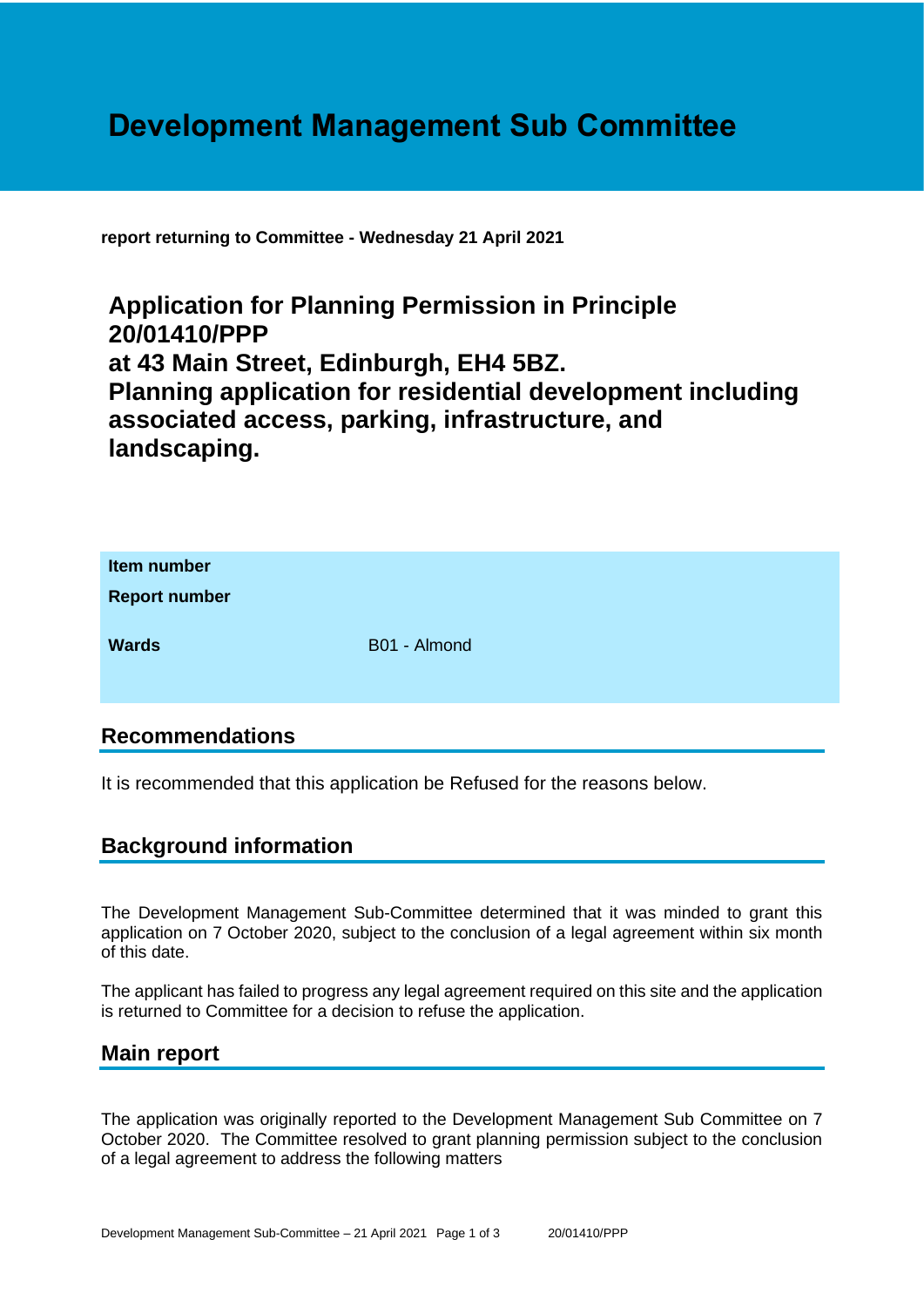# Development Management Sub Committee

**report returning to Committee - Wednesday 21 April 2021**

## Application for Planning Permission in Principle 20/01410/PPP at 43 Main Street, Edinburgh, EH4 5BZ. Planning application for residential development including associated access, parking, infrastructure, and landscaping.

| | |
|---|---|
| **Item number** | |
| **Report number** | |
| **Wards** | B01 - Almond |

## Recommendations

It is recommended that this application be Refused for the reasons below.

## Background information

The Development Management Sub-Committee determined that it was minded to grant this application on 7 October 2020, subject to the conclusion of a legal agreement within six month of this date.

The applicant has failed to progress any legal agreement required on this site and the application is returned to Committee for a decision to refuse the application.

## Main report

The application was originally reported to the Development Management Sub Committee on 7 October 2020. The Committee resolved to grant planning permission subject to the conclusion of a legal agreement to address the following matters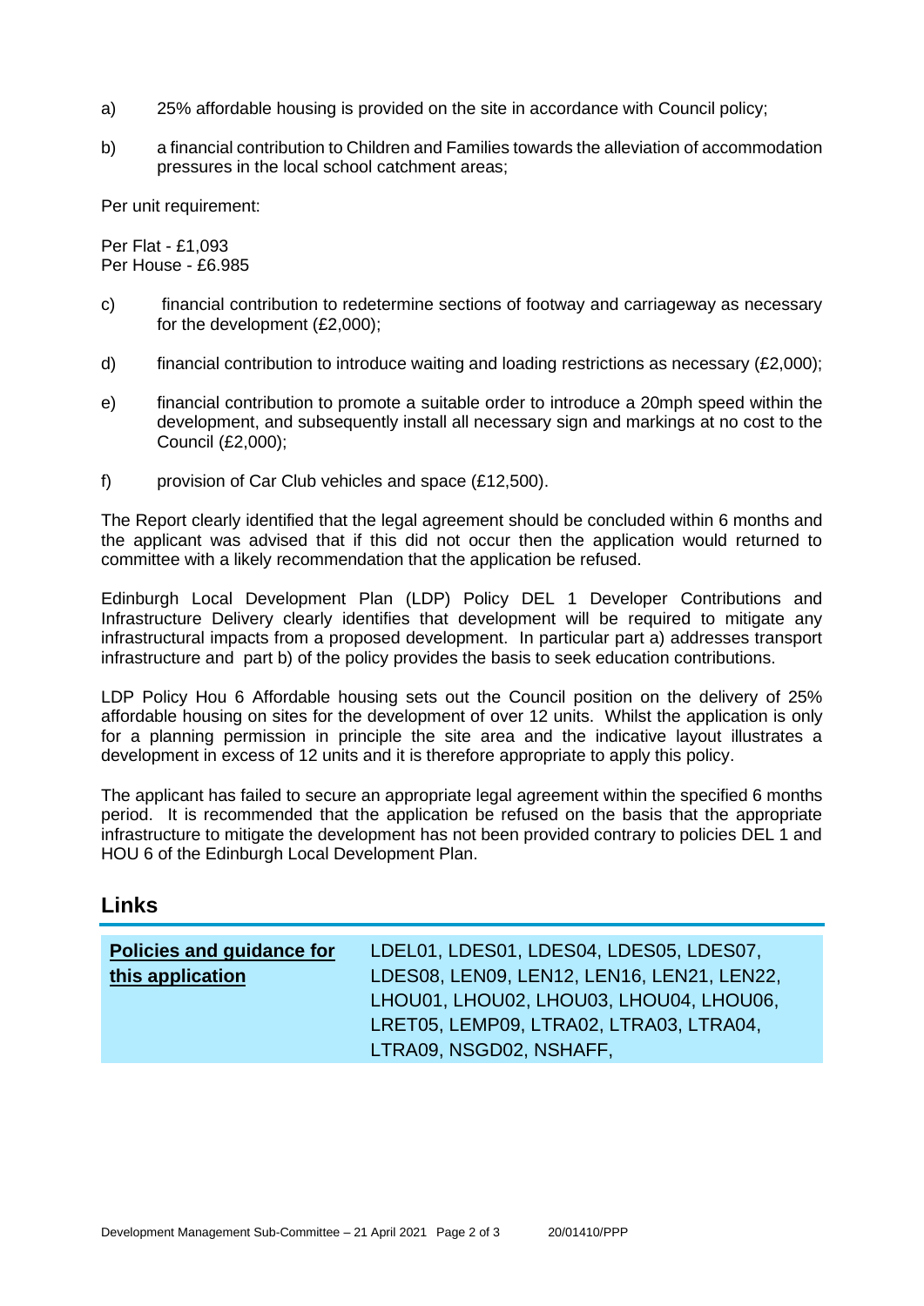a) 25% affordable housing is provided on the site in accordance with Council policy;

b) a financial contribution to Children and Families towards the alleviation of accommodation pressures in the local school catchment areas;

Per unit requirement:

Per Flat - £1,093
Per House - £6.985

c) financial contribution to redetermine sections of footway and carriageway as necessary for the development (£2,000);

d) financial contribution to introduce waiting and loading restrictions as necessary (£2,000);

e) financial contribution to promote a suitable order to introduce a 20mph speed within the development, and subsequently install all necessary sign and markings at no cost to the Council (£2,000);

f) provision of Car Club vehicles and space (£12,500).

The Report clearly identified that the legal agreement should be concluded within 6 months and the applicant was advised that if this did not occur then the application would returned to committee with a likely recommendation that the application be refused.

Edinburgh Local Development Plan (LDP) Policy DEL 1 Developer Contributions and Infrastructure Delivery clearly identifies that development will be required to mitigate any infrastructural impacts from a proposed development. In particular part a) addresses transport infrastructure and part b) of the policy provides the basis to seek education contributions.

LDP Policy Hou 6 Affordable housing sets out the Council position on the delivery of 25% affordable housing on sites for the development of over 12 units. Whilst the application is only for a planning permission in principle the site area and the indicative layout illustrates a development in excess of 12 units and it is therefore appropriate to apply this policy.

The applicant has failed to secure an appropriate legal agreement within the specified 6 months period. It is recommended that the application be refused on the basis that the appropriate infrastructure to mitigate the development has not been provided contrary to policies DEL 1 and HOU 6 of the Edinburgh Local Development Plan.

## Links

| **Policies and guidance for this application** | LDEL01, LDES01, LDES04, LDES05, LDES07, LDES08, LEN09, LEN12, LEN16, LEN21, LEN22, LHOU01, LHOU02, LHOU03, LHOU04, LHOU06, LRET05, LEMP09, LTRA02, LTRA03, LTRA04, LTRA09, NSGD02, NSHAFF, |
|---|---|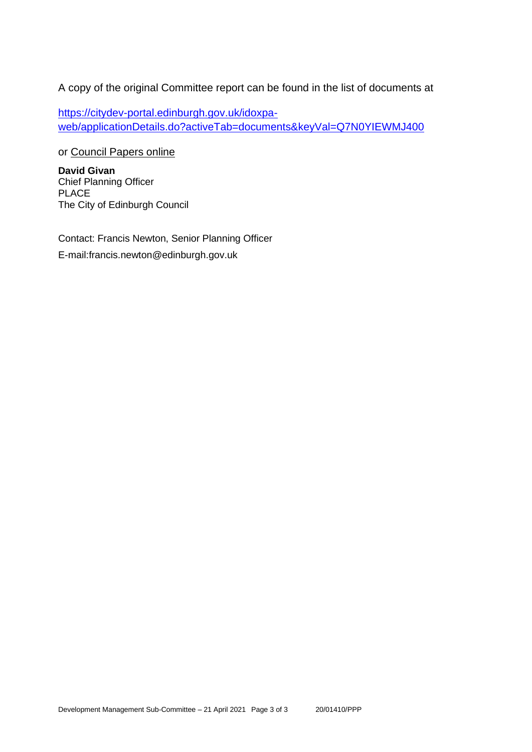A copy of the original Committee report can be found in the list of documents at

[https://citydev-portal.edinburgh.gov.uk/idoxpa-web/applicationDetails.do?activeTab=documents&keyVal=Q7N0YIEWMJ400](https://citydev-portal.edinburgh.gov.uk/idoxpa-web/applicationDetails.do?activeTab=documents&keyVal=Q7N0YIEWMJ400)

or Council Papers online

**David Givan**
Chief Planning Officer
PLACE
The City of Edinburgh Council

Contact: Francis Newton, Senior Planning Officer

E-mail:francis.newton@edinburgh.gov.uk